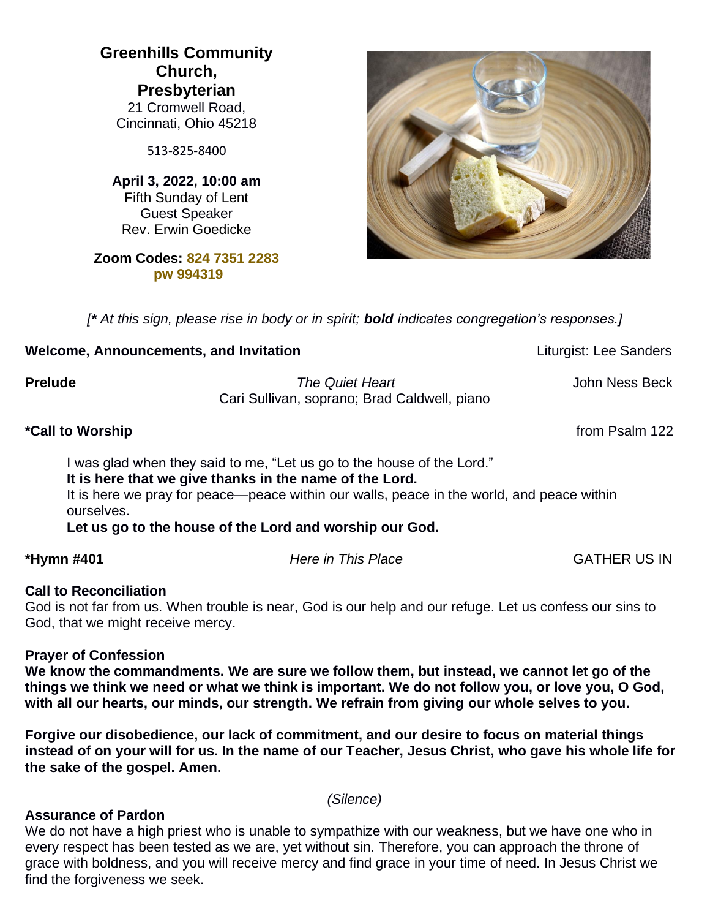**Greenhills Community Church, Presbyterian**
21 Cromwell Road,
Cincinnati, Ohio 45218

513-825-8400

**April 3, 2022, 10:00 am**
Fifth Sunday of Lent
Guest Speaker
Rev. Erwin Goedicke

**Zoom Codes: 824 7351 2283**
**pw 994319**

*[\* At this sign, please rise in body or in spirit;* ***bold*** *indicates congregation's responses.]*

**Welcome, Announcements, and Invitation** Liturgist: Lee Sanders

**Prelude** *The Quiet Heart* John Ness Beck
Cari Sullivan, soprano; Brad Caldwell, piano

**\*Call to Worship** from Psalm 122

I was glad when they said to me, "Let us go to the house of the Lord."
**It is here that we give thanks in the name of the Lord.**
It is here we pray for peace—peace within our walls, peace in the world, and peace within ourselves.
**Let us go to the house of the Lord and worship our God.**

**\*Hymn #401** *Here in This Place* GATHER US IN

**Call to Reconciliation**
God is not far from us. When trouble is near, God is our help and our refuge. Let us confess our sins to God, that we might receive mercy.

**Prayer of Confession**
**We know the commandments. We are sure we follow them, but instead, we cannot let go of the things we think we need or what we think is important. We do not follow you, or love you, O God, with all our hearts, our minds, our strength. We refrain from giving our whole selves to you.**

**Forgive our disobedience, our lack of commitment, and our desire to focus on material things instead of on your will for us. In the name of our Teacher, Jesus Christ, who gave his whole life for the sake of the gospel. Amen.**

*(Silence)*

**Assurance of Pardon**
We do not have a high priest who is unable to sympathize with our weakness, but we have one who in every respect has been tested as we are, yet without sin. Therefore, you can approach the throne of grace with boldness, and you will receive mercy and find grace in your time of need. In Jesus Christ we find the forgiveness we seek.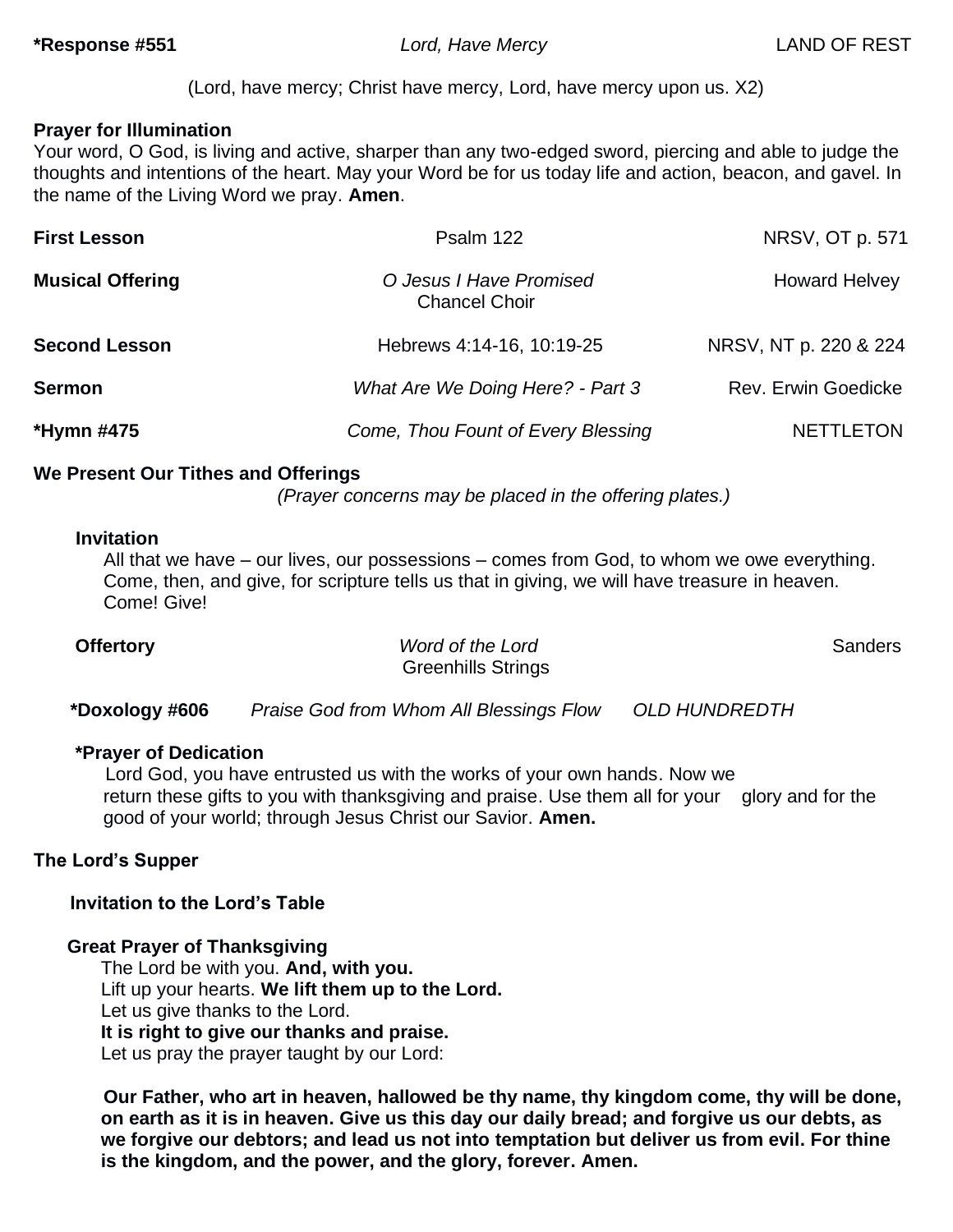**\*Response #551** *Lord, Have Mercy* LAND OF REST

(Lord, have mercy; Christ have mercy, Lord, have mercy upon us. X2)

**Prayer for Illumination**

Your word, O God, is living and active, sharper than any two-edged sword, piercing and able to judge the thoughts and intentions of the heart. May your Word be for us today life and action, beacon, and gavel. In the name of the Living Word we pray. **Amen**.

**First Lesson** Psalm 122 NRSV, OT p. 571

**Musical Offering** *O Jesus I Have Promised* Howard Helvey
Chancel Choir

**Second Lesson** Hebrews 4:14-16, 10:19-25 NRSV, NT p. 220 & 224

**Sermon** *What Are We Doing Here? - Part 3* Rev. Erwin Goedicke

**\*Hymn #475** *Come, Thou Fount of Every Blessing* NETTLETON

**We Present Our Tithes and Offerings**

*(Prayer concerns may be placed in the offering plates.)*

**Invitation**

All that we have – our lives, our possessions – comes from God, to whom we owe everything. Come, then, and give, for scripture tells us that in giving, we will have treasure in heaven. Come! Give!

**Offertory** *Word of the Lord* Sanders
Greenhills Strings

**\*Doxology #606** *Praise God from Whom All Blessings Flow* *OLD HUNDREDTH*

**\*Prayer of Dedication**

Lord God, you have entrusted us with the works of your own hands. Now we return these gifts to you with thanksgiving and praise. Use them all for your glory and for the good of your world; through Jesus Christ our Savior. **Amen.**

**The Lord's Supper**

**Invitation to the Lord's Table**

**Great Prayer of Thanksgiving**

The Lord be with you. **And, with you.**
Lift up your hearts. **We lift them up to the Lord.**
Let us give thanks to the Lord.
**It is right to give our thanks and praise.**
Let us pray the prayer taught by our Lord:

**Our Father, who art in heaven, hallowed be thy name, thy kingdom come, thy will be done, on earth as it is in heaven. Give us this day our daily bread; and forgive us our debts, as we forgive our debtors; and lead us not into temptation but deliver us from evil. For thine is the kingdom, and the power, and the glory, forever. Amen.**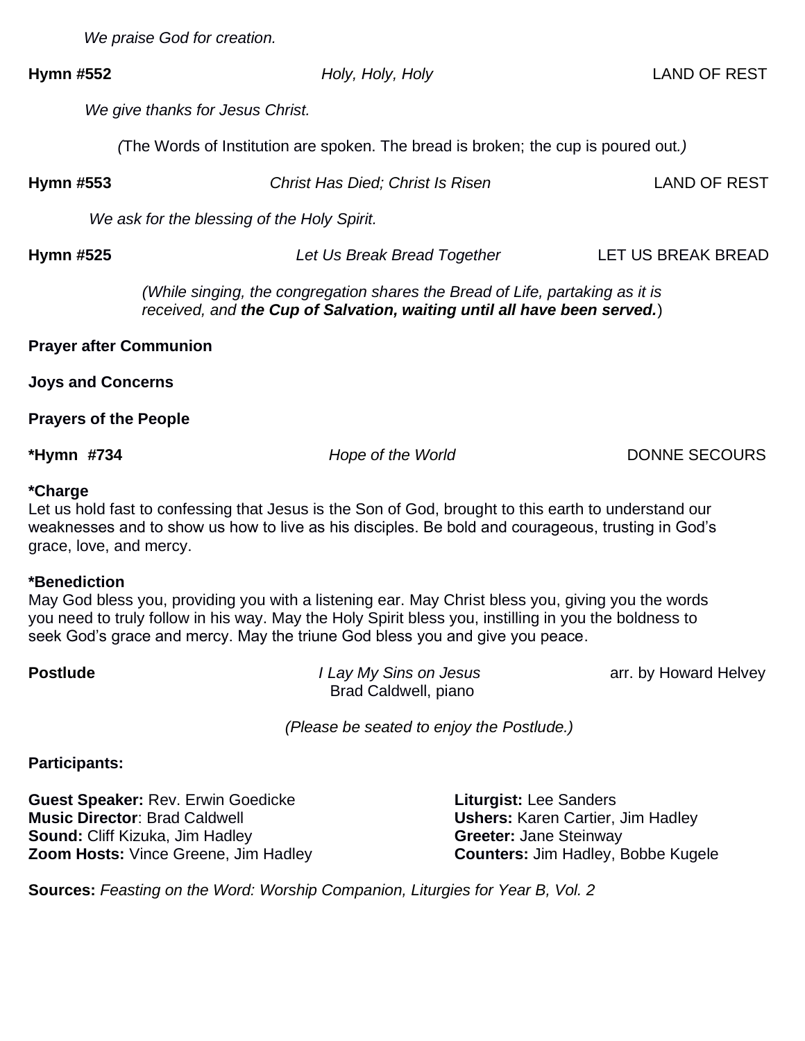*We praise God for creation.*

**Hymn #552** *Holy, Holy, Holy* LAND OF REST

*We give thanks for Jesus Christ.*

*(*The Words of Institution are spoken. The bread is broken; the cup is poured out*.)*

**Hymn #553** *Christ Has Died; Christ Is Risen* LAND OF REST

*We ask for the blessing of the Holy Spirit.*

**Hymn #525** *Let Us Break Bread Together* LET US BREAK BREAD

*(While singing, the congregation shares the Bread of Life, partaking as it is received, and* ***the Cup of Salvation, waiting until all have been served.****)*

**Prayer after Communion**

**Joys and Concerns**

**Prayers of the People**

**\*Hymn #734** *Hope of the World* DONNE SECOURS

**\*Charge**

Let us hold fast to confessing that Jesus is the Son of God, brought to this earth to understand our weaknesses and to show us how to live as his disciples. Be bold and courageous, trusting in God's grace, love, and mercy.

**\*Benediction**

May God bless you, providing you with a listening ear. May Christ bless you, giving you the words you need to truly follow in his way. May the Holy Spirit bless you, instilling in you the boldness to seek God's grace and mercy. May the triune God bless you and give you peace.

**Postlude** *I Lay My Sins on Jesus* arr. by Howard Helvey
Brad Caldwell, piano

*(Please be seated to enjoy the Postlude.)*

**Participants:**

**Guest Speaker:** Rev. Erwin Goedicke
**Music Director**: Brad Caldwell
**Sound:** Cliff Kizuka, Jim Hadley
**Zoom Hosts:** Vince Greene, Jim Hadley
**Liturgist:** Lee Sanders
**Ushers:** Karen Cartier, Jim Hadley
**Greeter:** Jane Steinway
**Counters:** Jim Hadley, Bobbe Kugele

**Sources:** *Feasting on the Word: Worship Companion, Liturgies for Year B, Vol. 2*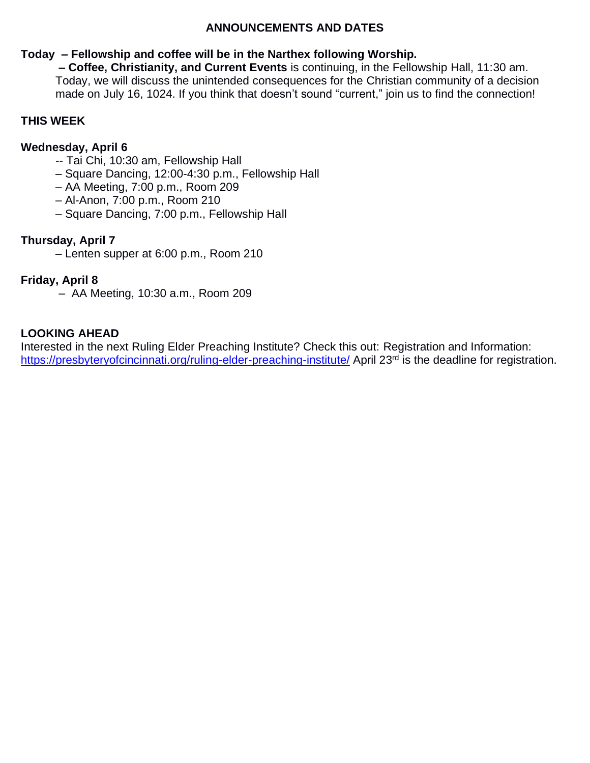## ANNOUNCEMENTS AND DATES

**Today – Fellowship and coffee will be in the Narthex following Worship.**

**– Coffee, Christianity, and Current Events** is continuing, in the Fellowship Hall, 11:30 am. Today, we will discuss the unintended consequences for the Christian community of a decision made on July 16, 1024. If you think that doesn't sound "current," join us to find the connection!

### THIS WEEK

**Wednesday, April 6**

-- Tai Chi, 10:30 am, Fellowship Hall
– Square Dancing, 12:00-4:30 p.m., Fellowship Hall
– AA Meeting, 7:00 p.m., Room 209
– Al-Anon, 7:00 p.m., Room 210
– Square Dancing, 7:00 p.m., Fellowship Hall

**Thursday, April 7**

– Lenten supper at 6:00 p.m., Room 210

**Friday, April 8**

– AA Meeting, 10:30 a.m., Room 209

### LOOKING AHEAD

Interested in the next Ruling Elder Preaching Institute? Check this out: Registration and Information: https://presbyteryofcincinnati.org/ruling-elder-preaching-institute/ April 23rd is the deadline for registration.